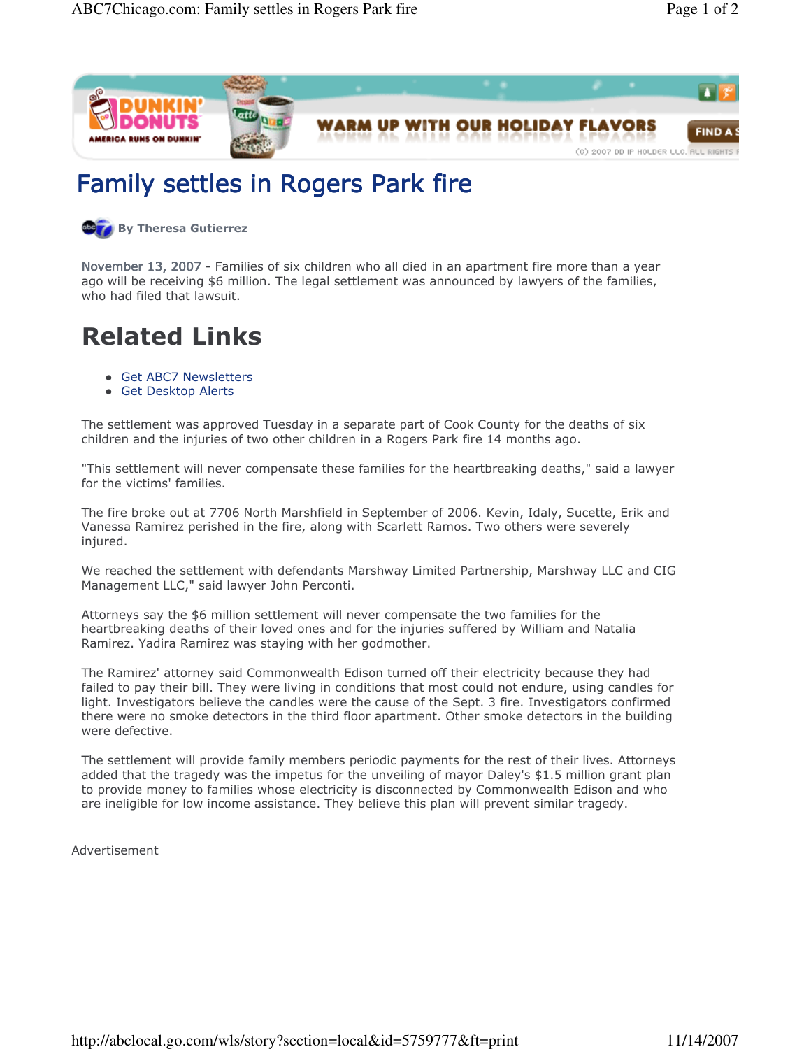# Family settles in Rogers Park fire

By Theresa Gutierrez

November 13, 2007 - Families of six children who all died in an apartment fire more than a year ago will be receiving $6 million. The legal settlement was announced by lawyers of the families, who had filed that lawsuit.

## Related Links

- Get ABC7 Newsletters
- Get Desktop Alerts

The settlement was approved Tuesday in a separate part of Cook County for the deaths of six children and the injuries of two other children in a Rogers Park fire 14 months ago.

"This settlement will never compensate these families for the heartbreaking deaths," said a lawyer for the victims' families.

The fire broke out at 7706 North Marshfield in September of 2006. Kevin, Idaly, Sucette, Erik and Vanessa Ramirez perished in the fire, along with Scarlett Ramos. Two others were severely injured.

We reached the settlement with defendants Marshway Limited Partnership, Marshway LLC and CIG Management LLC," said lawyer John Perconti.

Attorneys say the $6 million settlement will never compensate the two families for the heartbreaking deaths of their loved ones and for the injuries suffered by William and Natalia Ramirez. Yadira Ramirez was staying with her godmother.

The Ramirez' attorney said Commonwealth Edison turned off their electricity because they had failed to pay their bill. They were living in conditions that most could not endure, using candles for light. Investigators believe the candles were the cause of the Sept. 3 fire. Investigators confirmed there were no smoke detectors in the third floor apartment. Other smoke detectors in the building were defective.

The settlement will provide family members periodic payments for the rest of their lives. Attorneys added that the tragedy was the impetus for the unveiling of mayor Daley's $1.5 million grant plan to provide money to families whose electricity is disconnected by Commonwealth Edison and who are ineligible for low income assistance. They believe this plan will prevent similar tragedy.

Advertisement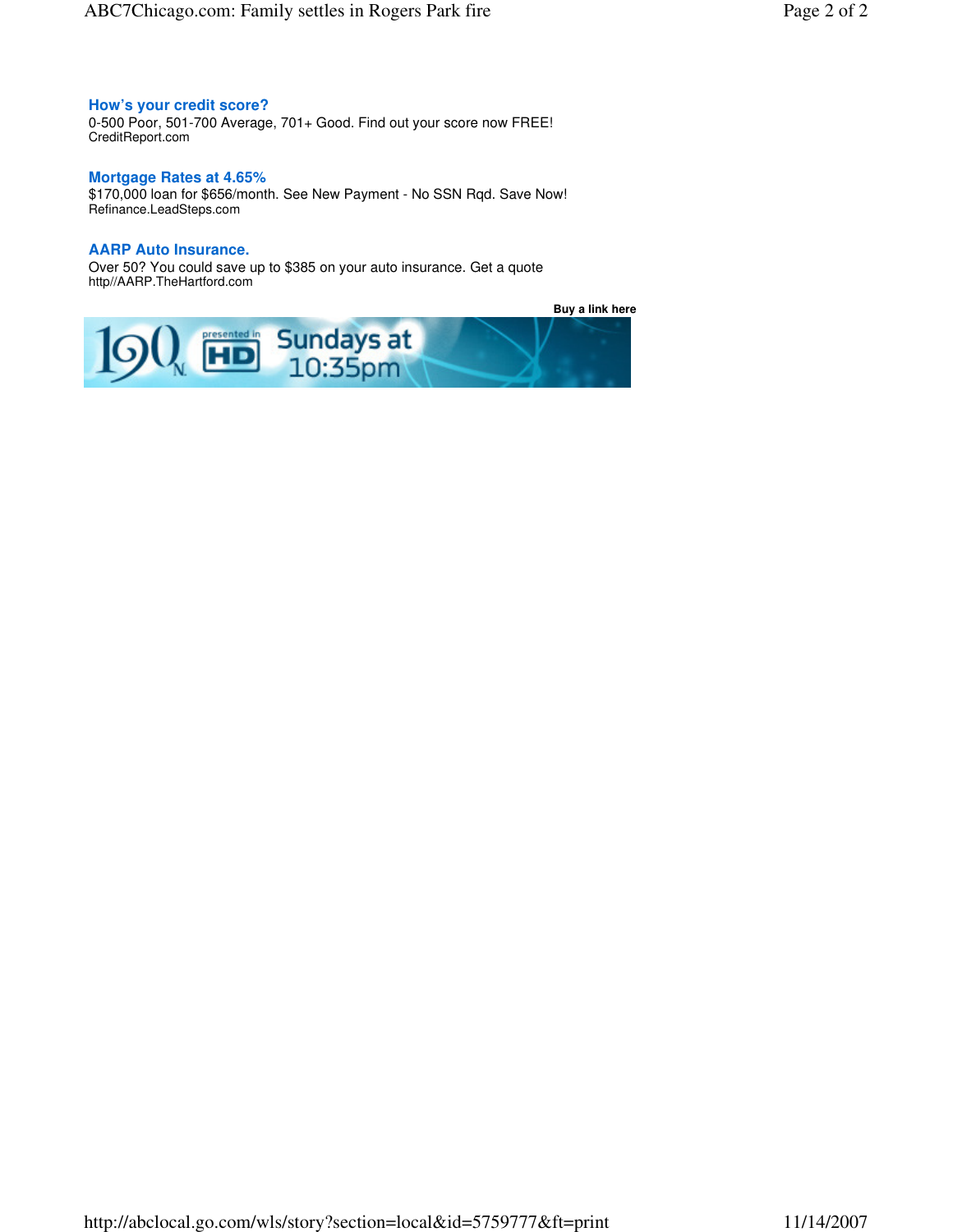**How's your credit score?**
0-500 Poor, 501-700 Average, 701+ Good. Find out your score now FREE!
CreditReport.com

**Mortgage Rates at 4.65%**
$170,000 loan for $656/month. See New Payment - No SSN Rqd. Save Now!
Refinance.LeadSteps.com

**AARP Auto Insurance.**
Over 50? You could save up to $385 on your auto insurance. Get a quote
http//AARP.TheHartford.com

**Buy a link here**

190 N. presented in HD Sundays at 10:35pm